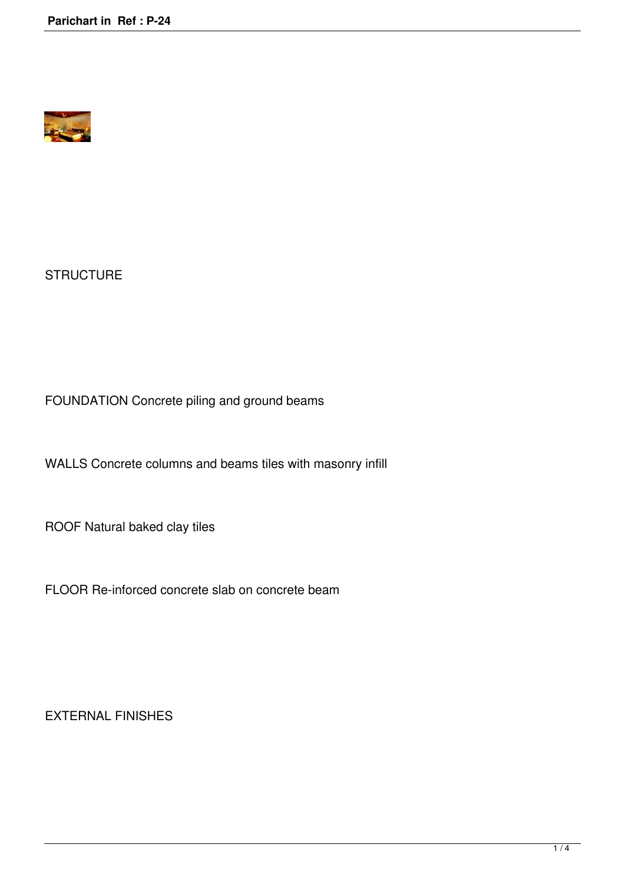## STRUCTURE

FOUNDATION Concrete piling and ground beams

WALLS Concrete columns and beams tiles with masonry infill

ROOF Natural baked clay tiles

FLOOR Re-inforced concrete slab on concrete beam

## EXTERNAL FINISHES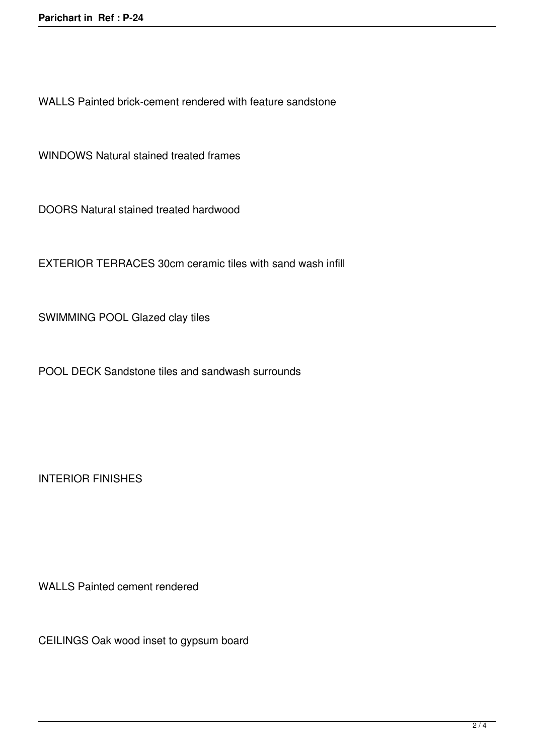WALLS Painted brick-cement rendered with feature sandstone

WINDOWS Natural stained treated frames

DOORS Natural stained treated hardwood

EXTERIOR TERRACES 30cm ceramic tiles with sand wash infill

SWIMMING POOL Glazed clay tiles

POOL DECK Sandstone tiles and sandwash surrounds

INTERIOR FINISHES

WALLS Painted cement rendered

CEILINGS Oak wood inset to gypsum board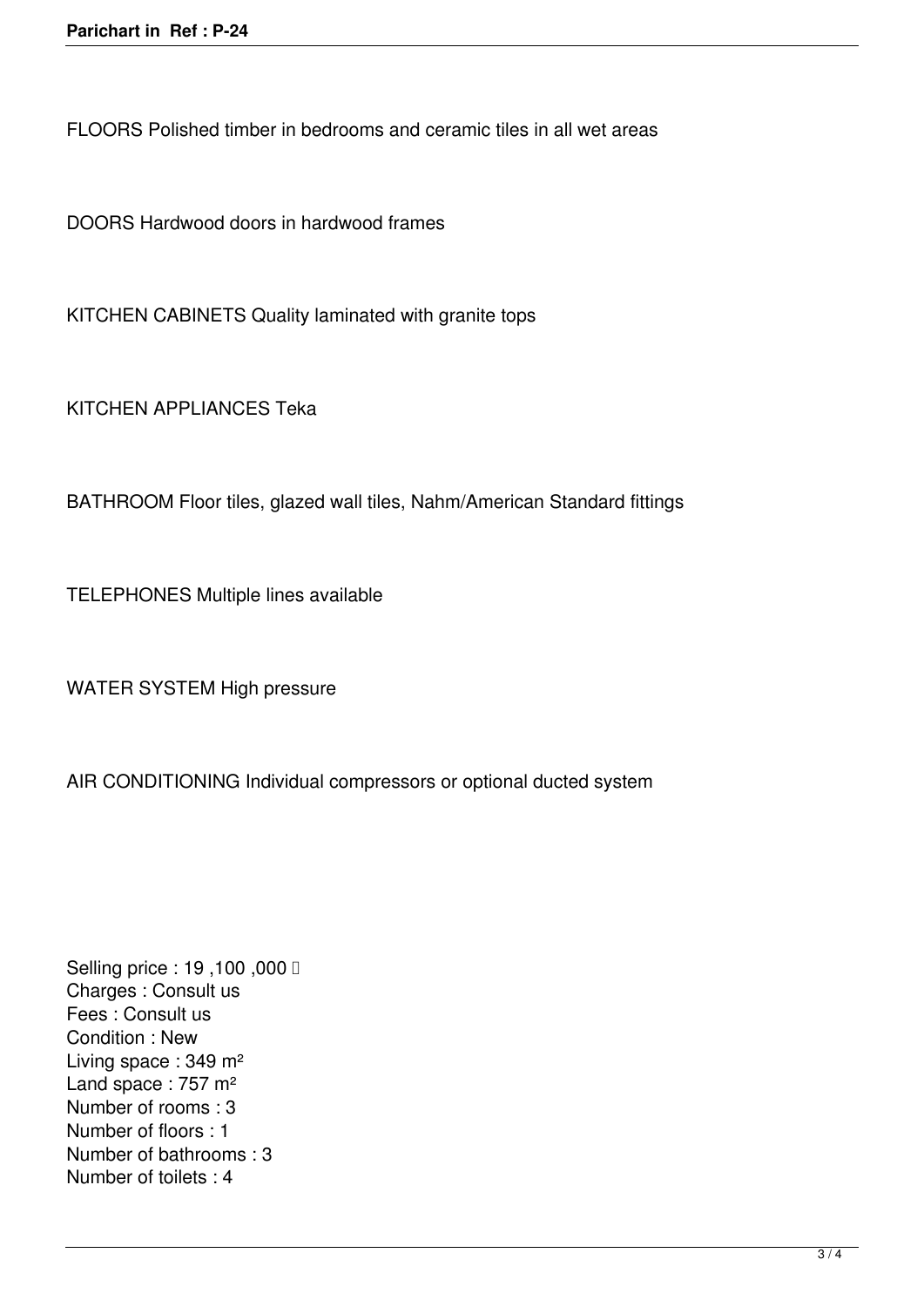FLOORS Polished timber in bedrooms and ceramic tiles in all wet areas

DOORS Hardwood doors in hardwood frames

KITCHEN CABINETS Quality laminated with granite tops

KITCHEN APPLIANCES Teka

BATHROOM Floor tiles, glazed wall tiles, Nahm/American Standard fittings

TELEPHONES Multiple lines available

WATER SYSTEM High pressure

AIR CONDITIONING Individual compressors or optional ducted system

Selling price : 19 ,100 ,000 
Charges : Consult us
Fees : Consult us
Condition : New
Living space : 349 m²
Land space : 757 m²
Number of rooms : 3
Number of floors : 1
Number of bathrooms : 3
Number of toilets : 4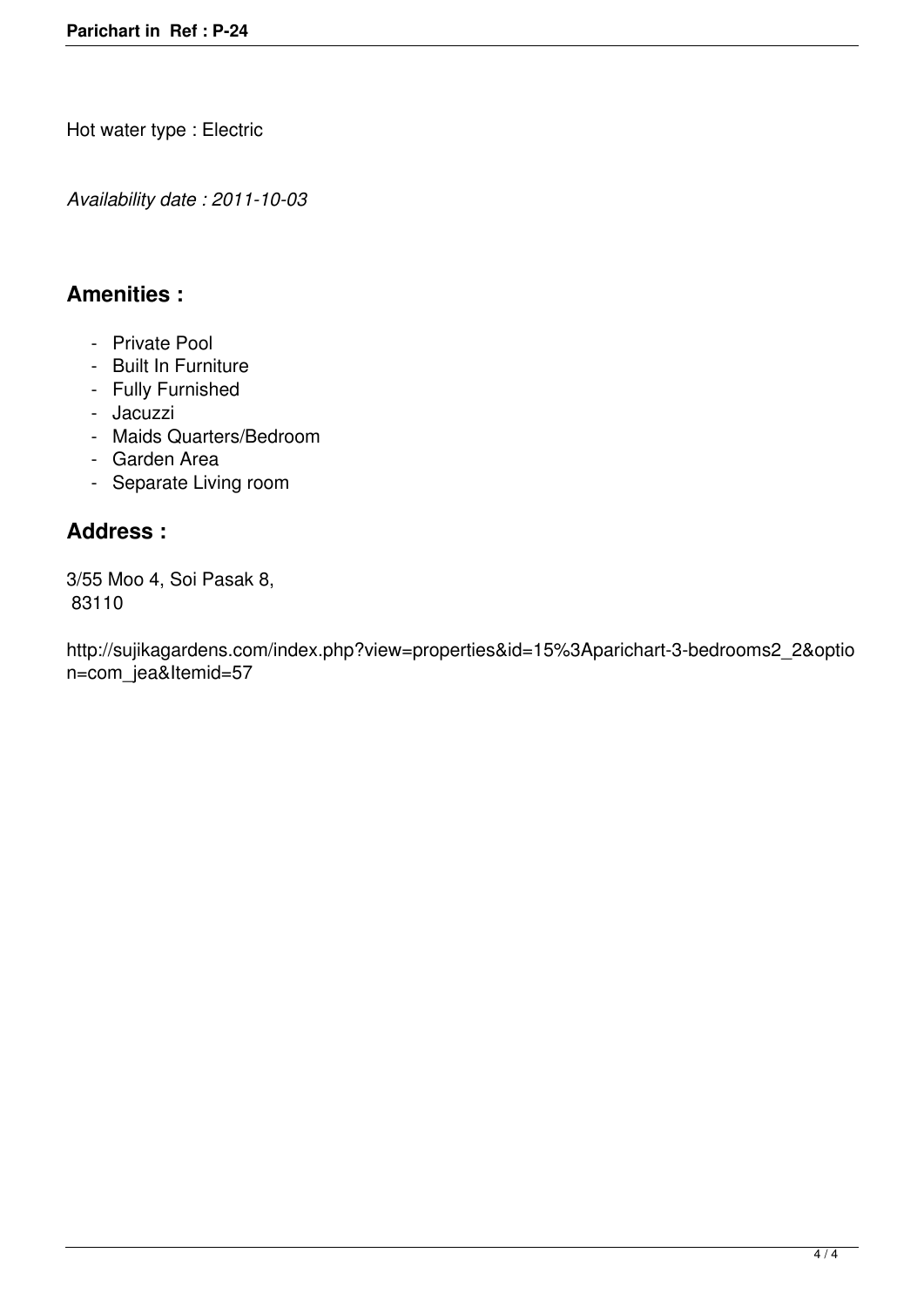Hot water type : Electric

*Availability date : 2011-10-03*

## Amenities :

- Private Pool
- Built In Furniture
- Fully Furnished
- Jacuzzi
- Maids Quarters/Bedroom
- Garden Area
- Separate Living room

## Address :

3/55 Moo 4, Soi Pasak 8,
83110

http://sujikagardens.com/index.php?view=properties&id=15%3Aparichart-3-bedrooms2_2&option=com_jea&Itemid=57